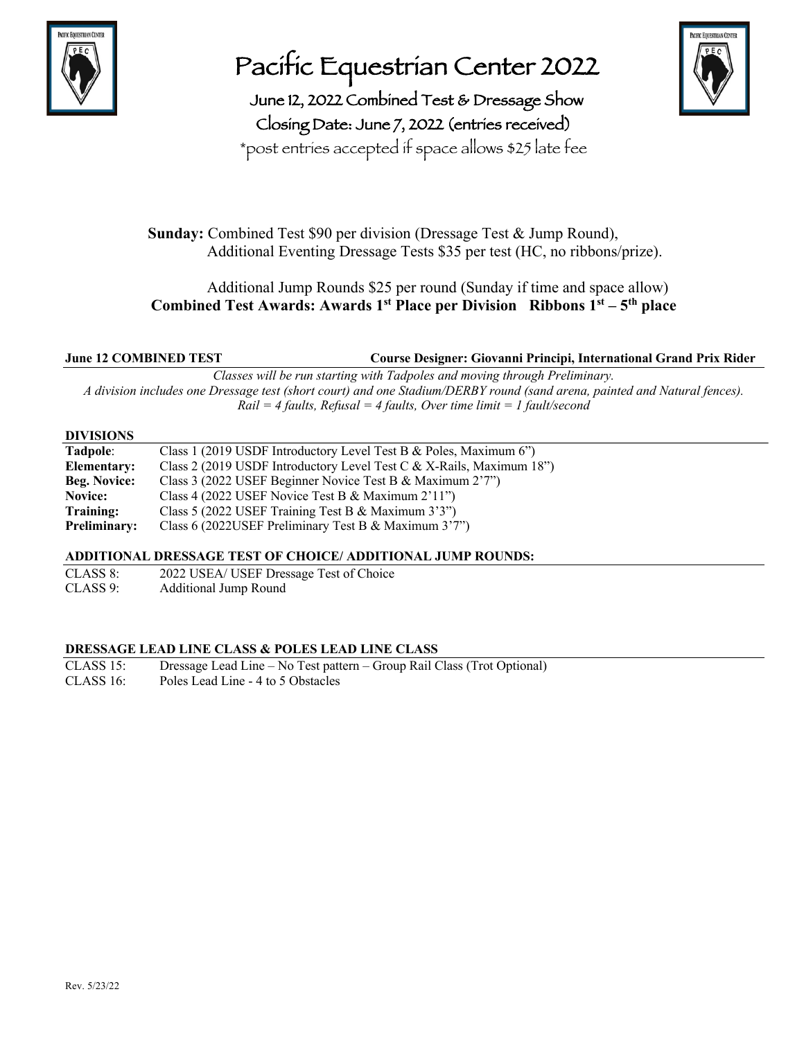# Pacific Equestrian Center 2022

## June 12, 2022 Combined Test & Dressage Show

## Closing Date: June 7, 2022 (entries received)

*post entries accepted if space allows $25 late fee

**Sunday:** Combined Test $90 per division (Dressage Test & Jump Round), Additional Eventing Dressage Tests $35 per test (HC, no ribbons/prize).

Additional Jump Rounds $25 per round (Sunday if time and space allow)

**Combined Test Awards: Awards 1st Place per Division   Ribbons 1st – 5th place**

**June 12 COMBINED TEST** — **Course Designer: Giovanni Principi, International Grand Prix Rider**

*Classes will be run starting with Tadpoles and moving through Preliminary.*
*A division includes one Dressage test (short court) and one Stadium/DERBY round (sand arena, painted and Natural fences).*
*Rail = 4 faults, Refusal = 4 faults, Over time limit = 1 fault/second*

### DIVISIONS

| | |
|---|---|
| **Tadpole**: | Class 1 (2019 USDF Introductory Level Test B & Poles, Maximum 6") |
| **Elementary:** | Class 2 (2019 USDF Introductory Level Test C & X-Rails, Maximum 18") |
| **Beg. Novice:** | Class 3 (2022 USEF Beginner Novice Test B & Maximum 2'7") |
| **Novice:** | Class 4 (2022 USEF Novice Test B & Maximum 2'11") |
| **Training:** | Class 5 (2022 USEF Training Test B & Maximum 3'3") |
| **Preliminary:** | Class 6 (2022USEF Preliminary Test B & Maximum 3'7") |

### ADDITIONAL DRESSAGE TEST OF CHOICE/ ADDITIONAL JUMP ROUNDS:

| | |
|---|---|
| CLASS 8: | 2022 USEA/ USEF Dressage Test of Choice |
| CLASS 9: | Additional Jump Round |

### DRESSAGE LEAD LINE CLASS & POLES LEAD LINE CLASS

| | |
|---|---|
| CLASS 15: | Dressage Lead Line – No Test pattern – Group Rail Class (Trot Optional) |
| CLASS 16: | Poles Lead Line - 4 to 5 Obstacles |

Rev. 5/23/22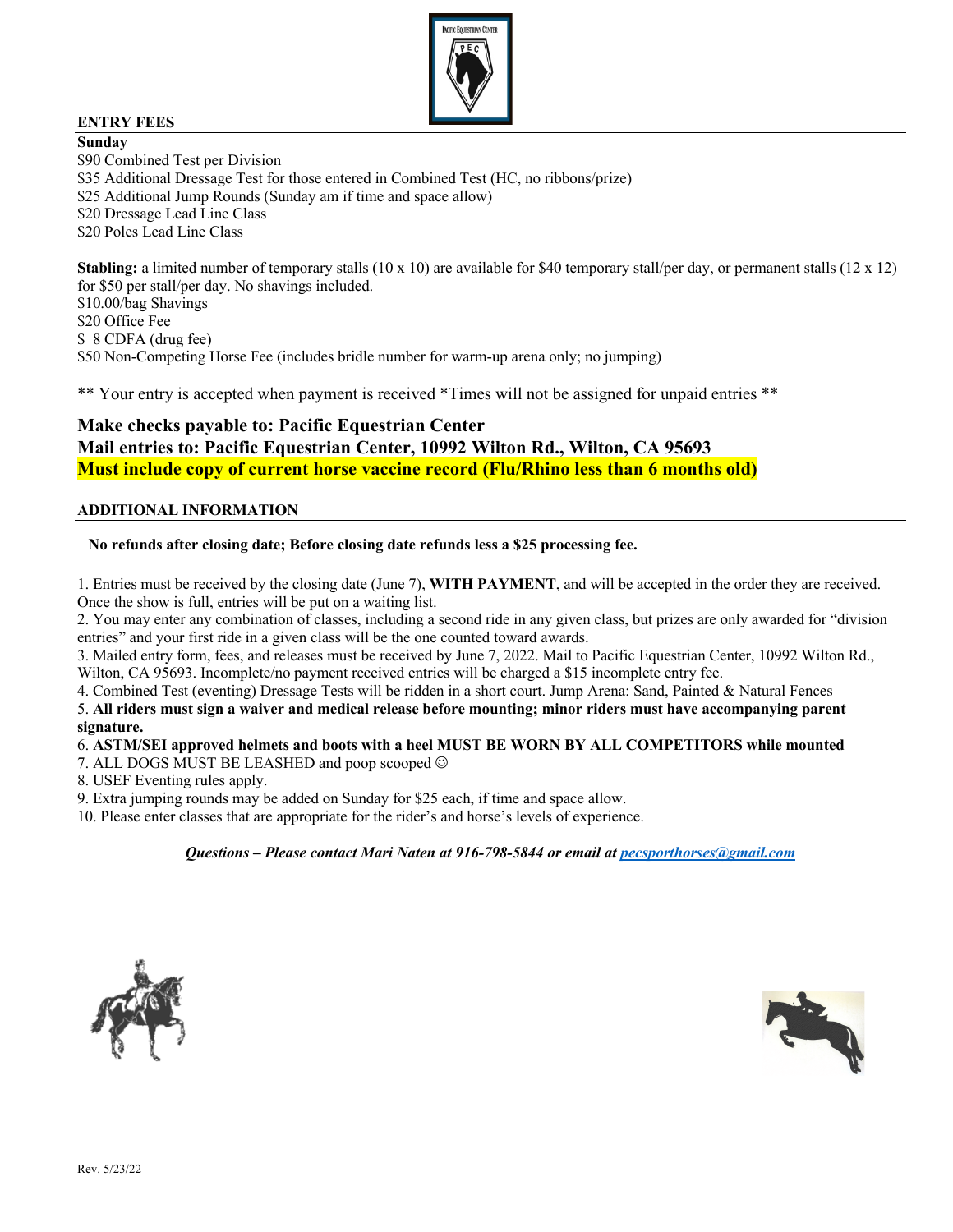## ENTRY FEES

**Sunday**

$90 Combined Test per Division
$35 Additional Dressage Test for those entered in Combined Test (HC, no ribbons/prize)
$25 Additional Jump Rounds (Sunday am if time and space allow)
$20 Dressage Lead Line Class
$20 Poles Lead Line Class

**Stabling:** a limited number of temporary stalls (10 x 10) are available for $40 temporary stall/per day, or permanent stalls (12 x 12) for $50 per stall/per day. No shavings included.
$10.00/bag Shavings
$20 Office Fee
$ 8 CDFA (drug fee)
$50 Non-Competing Horse Fee (includes bridle number for warm-up arena only; no jumping)

** Your entry is accepted when payment is received *Times will not be assigned for unpaid entries **

**Make checks payable to: Pacific Equestrian Center**
**Mail entries to: Pacific Equestrian Center, 10992 Wilton Rd., Wilton, CA 95693**
**Must include copy of current horse vaccine record (Flu/Rhino less than 6 months old)**

## ADDITIONAL INFORMATION

**No refunds after closing date; Before closing date refunds less a $25 processing fee.**

1. Entries must be received by the closing date (June 7), **WITH PAYMENT**, and will be accepted in the order they are received. Once the show is full, entries will be put on a waiting list.
2. You may enter any combination of classes, including a second ride in any given class, but prizes are only awarded for "division entries" and your first ride in a given class will be the one counted toward awards.
3. Mailed entry form, fees, and releases must be received by June 7, 2022. Mail to Pacific Equestrian Center, 10992 Wilton Rd., Wilton, CA 95693. Incomplete/no payment received entries will be charged a $15 incomplete entry fee.
4. Combined Test (eventing) Dressage Tests will be ridden in a short court. Jump Arena: Sand, Painted & Natural Fences
5. **All riders must sign a waiver and medical release before mounting; minor riders must have accompanying parent signature.**
6. **ASTM/SEI approved helmets and boots with a heel MUST BE WORN BY ALL COMPETITORS while mounted**
7. ALL DOGS MUST BE LEASHED and poop scooped ☺
8. USEF Eventing rules apply.
9. Extra jumping rounds may be added on Sunday for $25 each, if time and space allow.
10. Please enter classes that are appropriate for the rider's and horse's levels of experience.

***Questions – Please contact Mari Naten at 916-798-5844 or email at pecsporthorses@gmail.com***

Rev. 5/23/22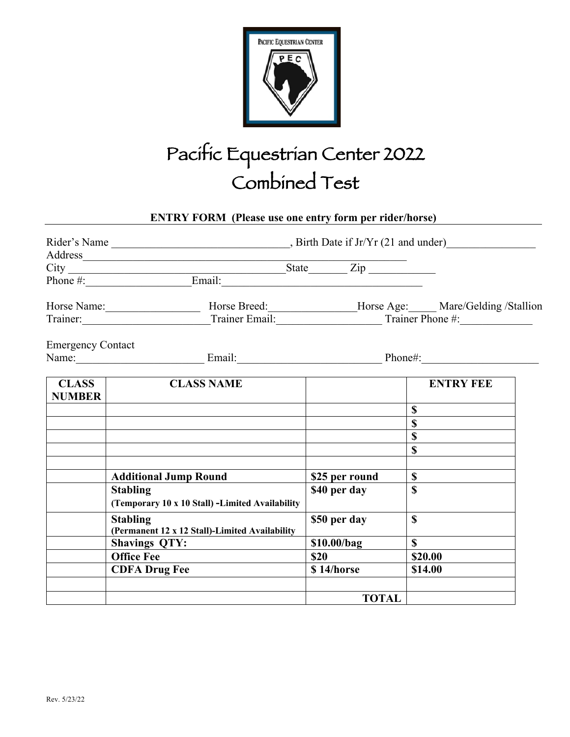# Pacific Equestrian Center 2022
# Combined Test

**ENTRY FORM (Please use one entry form per rider/horse)**

Rider's Name ________________________________, Birth Date if Jr/Yr (21 and under)________________
Address____________________________________________________________
City _______________________________________State_______ Zip ____________
Phone #:__________________Email:_____________________________________

Horse Name:_________________ Horse Breed:________________Horse Age:_____ Mare/Gelding /Stallion
Trainer:______________________Trainer Email:___________________ Trainer Phone #:_____________

Emergency Contact
Name:_______________________ Email:__________________________ Phone#:_____________________

| CLASS NUMBER | CLASS NAME | | ENTRY FEE |
|---|---|---|---|
| | | | **$** |
| | | | **$** |
| | | | **$** |
| | | | **$** |
| | | | |
| | **Additional Jump Round** | **$25 per round** | **$** |
| | **Stabling** **(Temporary 10 x 10 Stall) -Limited Availability** | **$40 per day** | **$** |
| | **Stabling** **(Permanent 12 x 12 Stall)-Limited Availability** | **$50 per day** | **$** |
| | **Shavings QTY:** | **$10.00/bag** | **$** |
| | **Office Fee** | **$20** | **$20.00** |
| | **CDFA Drug Fee** | **$ 14/horse** | **$14.00** |
| | | | |
| | | **TOTAL** | |

Rev. 5/23/22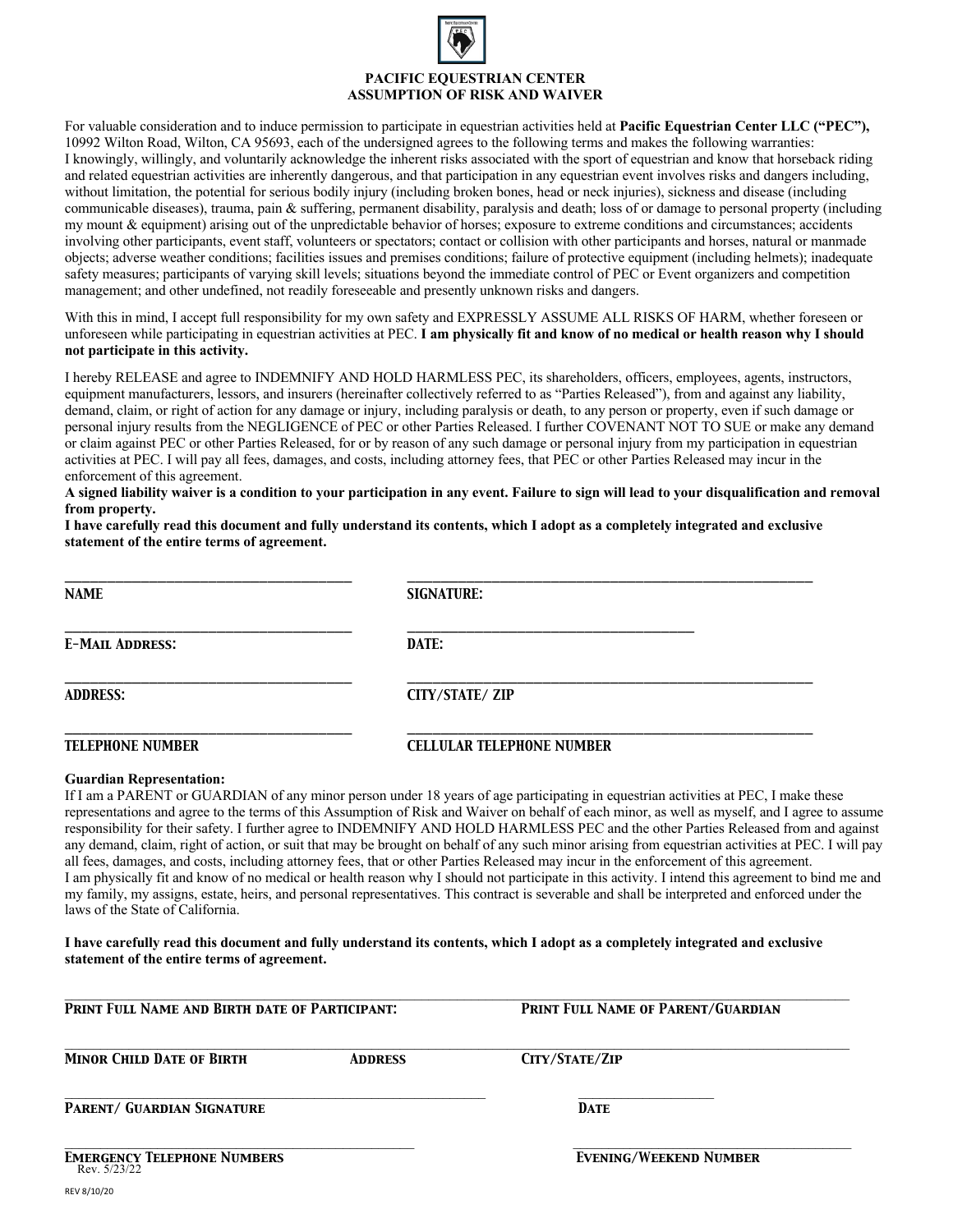# PACIFIC EQUESTRIAN CENTER
## ASSUMPTION OF RISK AND WAIVER

For valuable consideration and to induce permission to participate in equestrian activities held at **Pacific Equestrian Center LLC ("PEC"),** 10992 Wilton Road, Wilton, CA 95693, each of the undersigned agrees to the following terms and makes the following warranties: I knowingly, willingly, and voluntarily acknowledge the inherent risks associated with the sport of equestrian and know that horseback riding and related equestrian activities are inherently dangerous, and that participation in any equestrian event involves risks and dangers including, without limitation, the potential for serious bodily injury (including broken bones, head or neck injuries), sickness and disease (including communicable diseases), trauma, pain & suffering, permanent disability, paralysis and death; loss of or damage to personal property (including my mount & equipment) arising out of the unpredictable behavior of horses; exposure to extreme conditions and circumstances; accidents involving other participants, event staff, volunteers or spectators; contact or collision with other participants and horses, natural or manmade objects; adverse weather conditions; facilities issues and premises conditions; failure of protective equipment (including helmets); inadequate safety measures; participants of varying skill levels; situations beyond the immediate control of PEC or Event organizers and competition management; and other undefined, not readily foreseeable and presently unknown risks and dangers.

With this in mind, I accept full responsibility for my own safety and EXPRESSLY ASSUME ALL RISKS OF HARM, whether foreseen or unforeseen while participating in equestrian activities at PEC. **I am physically fit and know of no medical or health reason why I should not participate in this activity.**

I hereby RELEASE and agree to INDEMNIFY AND HOLD HARMLESS PEC, its shareholders, officers, employees, agents, instructors, equipment manufacturers, lessors, and insurers (hereinafter collectively referred to as "Parties Released"), from and against any liability, demand, claim, or right of action for any damage or injury, including paralysis or death, to any person or property, even if such damage or personal injury results from the NEGLIGENCE of PEC or other Parties Released. I further COVENANT NOT TO SUE or make any demand or claim against PEC or other Parties Released, for or by reason of any such damage or personal injury from my participation in equestrian activities at PEC. I will pay all fees, damages, and costs, including attorney fees, that PEC or other Parties Released may incur in the enforcement of this agreement.

**A signed liability waiver is a condition to your participation in any event. Failure to sign will lead to your disqualification and removal from property.**

**I have carefully read this document and fully understand its contents, which I adopt as a completely integrated and exclusive statement of the entire terms of agreement.**

| | |
|---|---|
| ______________________ | ______________________ |
| NAME | SIGNATURE: |
| ______________________ | ______________________ |
| E-MAIL ADDRESS: | DATE: |
| ______________________ | ______________________ |
| ADDRESS: | CITY/STATE/ ZIP |
| ______________________ | ______________________ |
| TELEPHONE NUMBER | CELLULAR TELEPHONE NUMBER |

**Guardian Representation:**

If I am a PARENT or GUARDIAN of any minor person under 18 years of age participating in equestrian activities at PEC, I make these representations and agree to the terms of this Assumption of Risk and Waiver on behalf of each minor, as well as myself, and I agree to assume responsibility for their safety. I further agree to INDEMNIFY AND HOLD HARMLESS PEC and the other Parties Released from and against any demand, claim, right of action, or suit that may be brought on behalf of any such minor arising from equestrian activities at PEC. I will pay all fees, damages, and costs, including attorney fees, that or other Parties Released may incur in the enforcement of this agreement.
I am physically fit and know of no medical or health reason why I should not participate in this activity. I intend this agreement to bind me and my family, my assigns, estate, heirs, and personal representatives. This contract is severable and shall be interpreted and enforced under the laws of the State of California.

**I have carefully read this document and fully understand its contents, which I adopt as a completely integrated and exclusive statement of the entire terms of agreement.**

| | | |
|---|---|---|
| ______________________ | | ______________________ |
| PRINT FULL NAME AND BIRTH DATE OF PARTICIPANT: | | PRINT FULL NAME OF PARENT/GUARDIAN |
| ______________________ | | ______________________ |
| MINOR CHILD DATE OF BIRTH | ADDRESS | CITY/STATE/ZIP |
| ______________________ | | ______________________ |
| PARENT/ GUARDIAN SIGNATURE | | DATE |
| ______________________ | | ______________________ |
| EMERGENCY TELEPHONE NUMBERS | | EVENING/WEEKEND NUMBER |

Rev. 5/23/22

REV 8/10/20